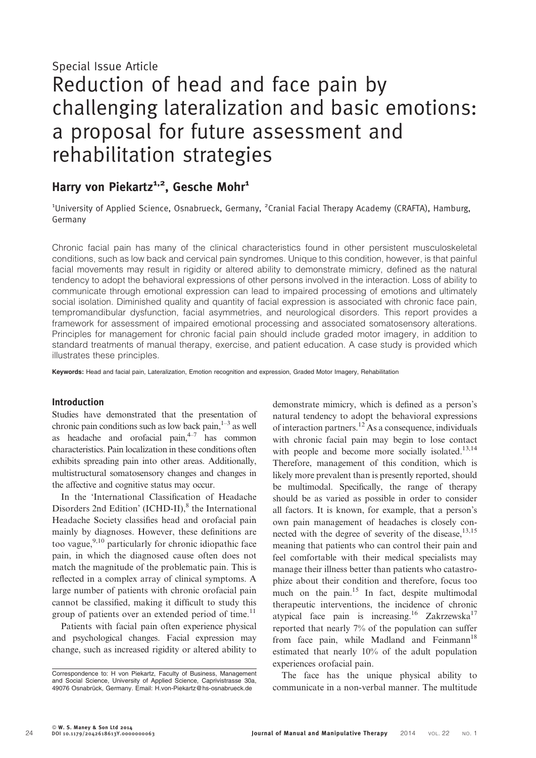Special Issue Article

# Reduction of head and face pain by challenging lateralization and basic emotions: a proposal for future assessment and rehabilitation strategies

## Harry von Piekartz[1,2], Gesche Mohr[1]

[1]University of Applied Science, Osnabrueck, Germany, [2]Cranial Facial Therapy Academy (CRAFTA), Hamburg, Germany

Chronic facial pain has many of the clinical characteristics found in other persistent musculoskeletal conditions, such as low back and cervical pain syndromes. Unique to this condition, however, is that painful facial movements may result in rigidity or altered ability to demonstrate mimicry, defined as the natural tendency to adopt the behavioral expressions of other persons involved in the interaction. Loss of ability to communicate through emotional expression can lead to impaired processing of emotions and ultimately social isolation. Diminished quality and quantity of facial expression is associated with chronic face pain, tempromandibular dysfunction, facial asymmetries, and neurological disorders. This report provides a framework for assessment of impaired emotional processing and associated somatosensory alterations. Principles for management for chronic facial pain should include graded motor imagery, in addition to standard treatments of manual therapy, exercise, and patient education. A case study is provided which illustrates these principles.

**Keywords:** Head and facial pain, Lateralization, Emotion recognition and expression, Graded Motor Imagery, Rehabilitation

### Introduction

Studies have demonstrated that the presentation of chronic pain conditions such as low back pain,[1–3] as well as headache and orofacial pain,[4–7] has common characteristics. Pain localization in these conditions often exhibits spreading pain into other areas. Additionally, multistructural somatosensory changes and changes in the affective and cognitive status may occur.

In the 'International Classification of Headache Disorders 2nd Edition' (ICHD-II),[8] the International Headache Society classifies head and orofacial pain mainly by diagnoses. However, these definitions are too vague,[9,10] particularly for chronic idiopathic face pain, in which the diagnosed cause often does not match the magnitude of the problematic pain. This is reflected in a complex array of clinical symptoms. A large number of patients with chronic orofacial pain cannot be classified, making it difficult to study this group of patients over an extended period of time.[11]

Patients with facial pain often experience physical and psychological changes. Facial expression may change, such as increased rigidity or altered ability to demonstrate mimicry, which is defined as a person's natural tendency to adopt the behavioral expressions of interaction partners.[12] As a consequence, individuals with chronic facial pain may begin to lose contact with people and become more socially isolated.[13,14] Therefore, management of this condition, which is likely more prevalent than is presently reported, should be multimodal. Specifically, the range of therapy should be as varied as possible in order to consider all factors. It is known, for example, that a person's own pain management of headaches is closely connected with the degree of severity of the disease,[13,15] meaning that patients who can control their pain and feel comfortable with their medical specialists may manage their illness better than patients who catastrophize about their condition and therefore, focus too much on the pain.[15] In fact, despite multimodal therapeutic interventions, the incidence of chronic atypical face pain is increasing.[16] Zakrzewska[17] reported that nearly 7% of the population can suffer from face pain, while Madland and Feinmann[18] estimated that nearly 10% of the adult population experiences orofacial pain.

The face has the unique physical ability to communicate in a non-verbal manner. The multitude

Correspondence to: H von Piekartz, Faculty of Business, Management and Social Science, University of Applied Science, Caprivistrasse 30a, 49076 Osnabrück, Germany. Email: H.von-Piekartz@hs-osnabrueck.de

© W. S. Maney & Son Ltd 2014
DOI 10.1179/2042618613Y.0000000063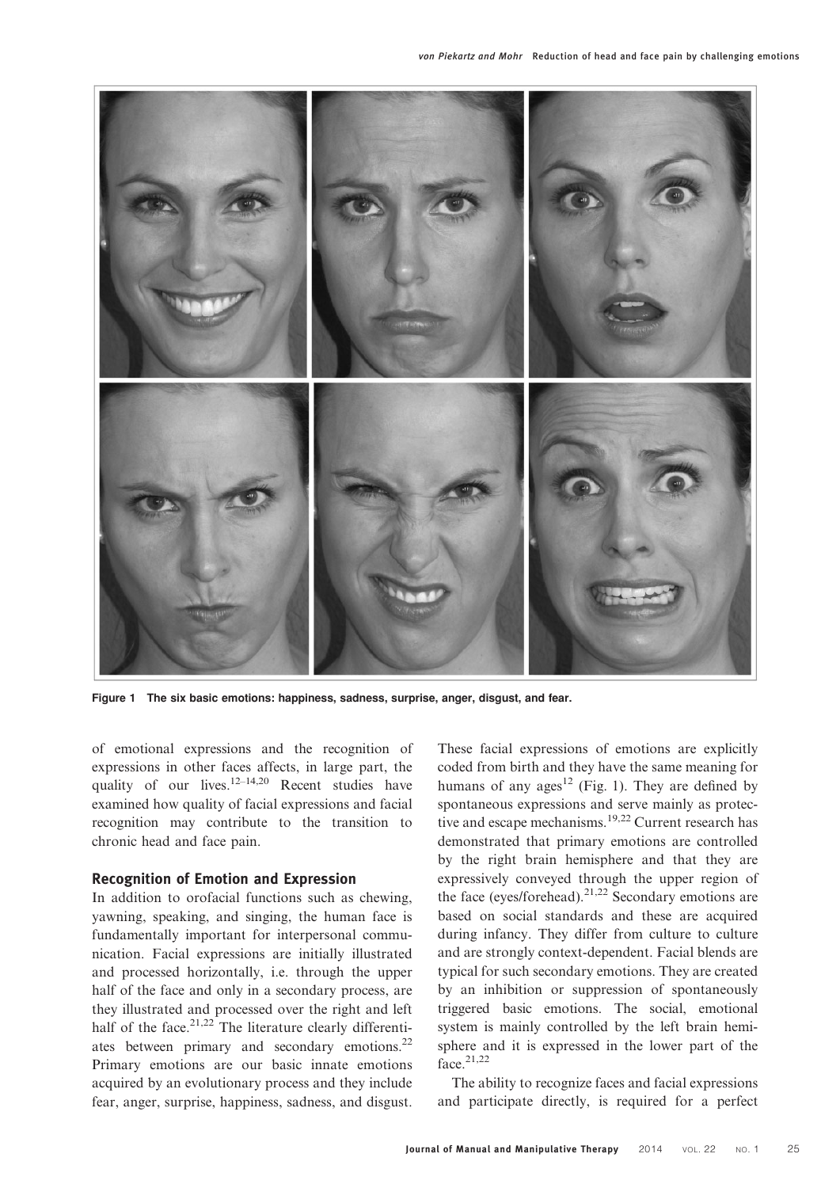Figure 1 The six basic emotions: happiness, sadness, surprise, anger, disgust, and fear.

of emotional expressions and the recognition of expressions in other faces affects, in large part, the quality of our lives.[12–14,20] Recent studies have examined how quality of facial expressions and facial recognition may contribute to the transition to chronic head and face pain.

## Recognition of Emotion and Expression

In addition to orofacial functions such as chewing, yawning, speaking, and singing, the human face is fundamentally important for interpersonal communication. Facial expressions are initially illustrated and processed horizontally, i.e. through the upper half of the face and only in a secondary process, are they illustrated and processed over the right and left half of the face.[21,22] The literature clearly differentiates between primary and secondary emotions.[22] Primary emotions are our basic innate emotions acquired by an evolutionary process and they include fear, anger, surprise, happiness, sadness, and disgust. These facial expressions of emotions are explicitly coded from birth and they have the same meaning for humans of any ages[12] (Fig. 1). They are defined by spontaneous expressions and serve mainly as protective and escape mechanisms.[19,22] Current research has demonstrated that primary emotions are controlled by the right brain hemisphere and that they are expressively conveyed through the upper region of the face (eyes/forehead).[21,22] Secondary emotions are based on social standards and these are acquired during infancy. They differ from culture to culture and are strongly context-dependent. Facial blends are typical for such secondary emotions. They are created by an inhibition or suppression of spontaneously triggered basic emotions. The social, emotional system is mainly controlled by the left brain hemisphere and it is expressed in the lower part of the face.[21,22]

The ability to recognize faces and facial expressions and participate directly, is required for a perfect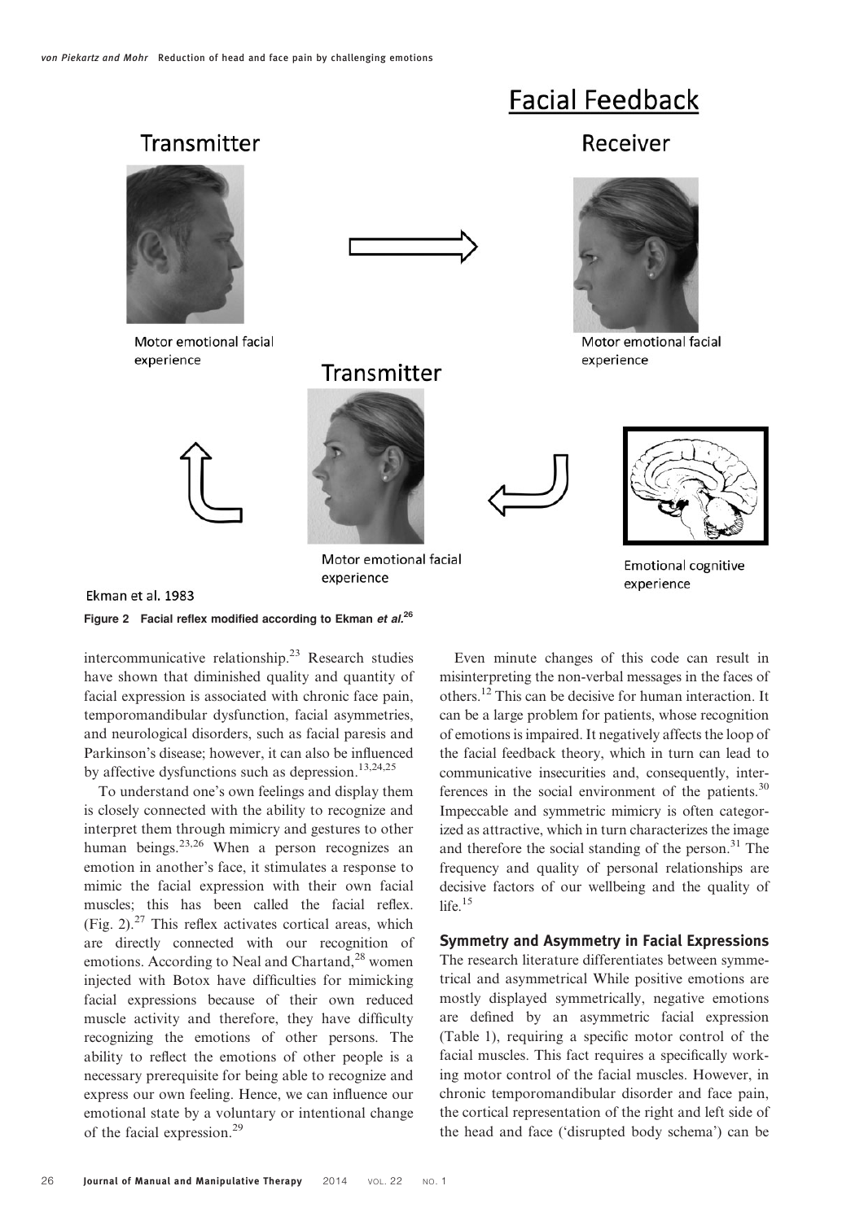Figure 2 Facial reflex modified according to Ekman *et al.*[26]

intercommunicative relationship.[23] Research studies have shown that diminished quality and quantity of facial expression is associated with chronic face pain, temporomandibular dysfunction, facial asymmetries, and neurological disorders, such as facial paresis and Parkinson's disease; however, it can also be influenced by affective dysfunctions such as depression.[13,24,25]

To understand one's own feelings and display them is closely connected with the ability to recognize and interpret them through mimicry and gestures to other human beings.[23,26] When a person recognizes an emotion in another's face, it stimulates a response to mimic the facial expression with their own facial muscles; this has been called the facial reflex. (Fig. 2).[27] This reflex activates cortical areas, which are directly connected with our recognition of emotions. According to Neal and Chartand,[28] women injected with Botox have difficulties for mimicking facial expressions because of their own reduced muscle activity and therefore, they have difficulty recognizing the emotions of other persons. The ability to reflect the emotions of other people is a necessary prerequisite for being able to recognize and express our own feeling. Hence, we can influence our emotional state by a voluntary or intentional change of the facial expression.[29]

Even minute changes of this code can result in misinterpreting the non-verbal messages in the faces of others.[12] This can be decisive for human interaction. It can be a large problem for patients, whose recognition of emotions is impaired. It negatively affects the loop of the facial feedback theory, which in turn can lead to communicative insecurities and, consequently, interferences in the social environment of the patients.[30] Impeccable and symmetric mimicry is often categorized as attractive, which in turn characterizes the image and therefore the social standing of the person.[31] The frequency and quality of personal relationships are decisive factors of our wellbeing and the quality of life.[15]

## Symmetry and Asymmetry in Facial Expressions

The research literature differentiates between symmetrical and asymmetrical While positive emotions are mostly displayed symmetrically, negative emotions are defined by an asymmetric facial expression (Table 1), requiring a specific motor control of the facial muscles. This fact requires a specifically working motor control of the facial muscles. However, in chronic temporomandibular disorder and face pain, the cortical representation of the right and left side of the head and face ('disrupted body schema') can be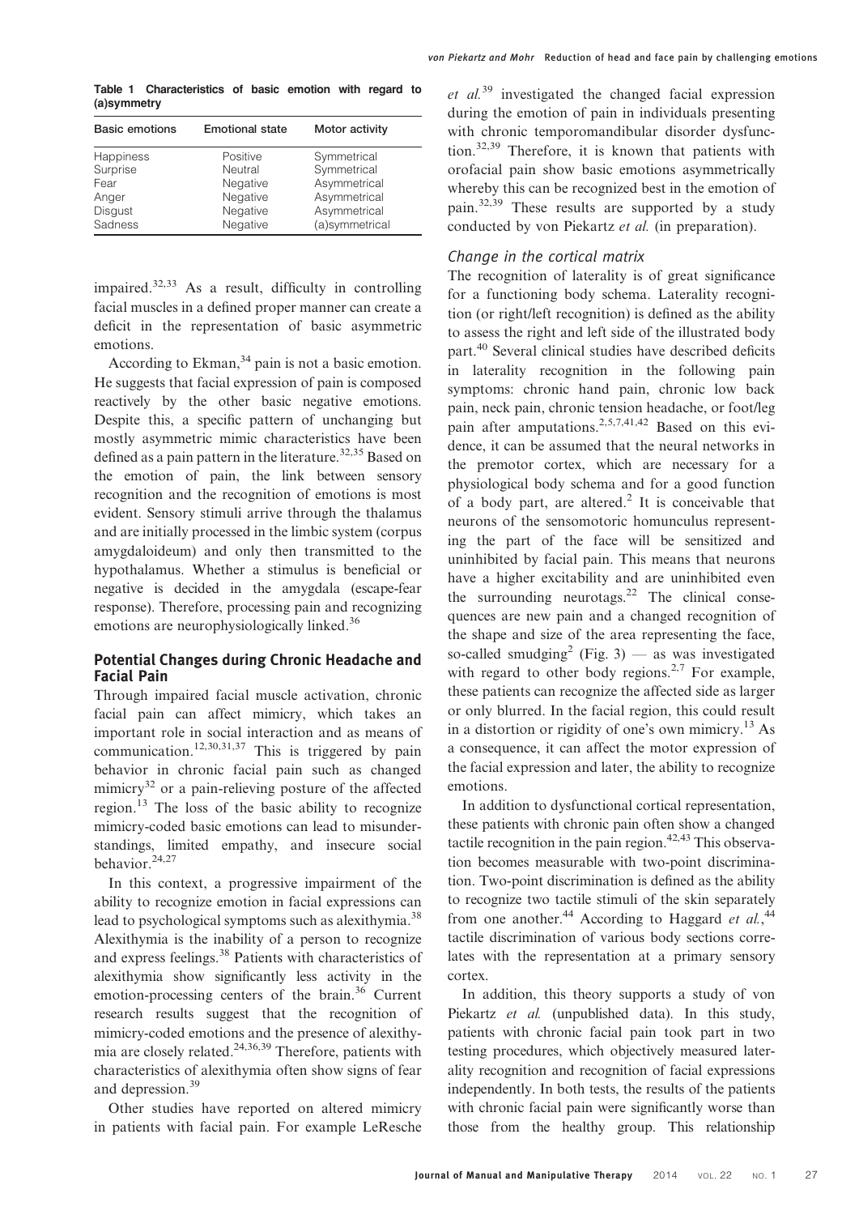**Table 1 Characteristics of basic emotion with regard to (a)symmetry**

| Basic emotions | Emotional state | Motor activity |
|---|---|---|
| Happiness | Positive | Symmetrical |
| Surprise | Neutral | Symmetrical |
| Fear | Negative | Asymmetrical |
| Anger | Negative | Asymmetrical |
| Disgust | Negative | Asymmetrical |
| Sadness | Negative | (a)symmetrical |

impaired.[32,33] As a result, difficulty in controlling facial muscles in a defined proper manner can create a deficit in the representation of basic asymmetric emotions.

According to Ekman,[34] pain is not a basic emotion. He suggests that facial expression of pain is composed reactively by the other basic negative emotions. Despite this, a specific pattern of unchanging but mostly asymmetric mimic characteristics have been defined as a pain pattern in the literature.[32,35] Based on the emotion of pain, the link between sensory recognition and the recognition of emotions is most evident. Sensory stimuli arrive through the thalamus and are initially processed in the limbic system (corpus amygdaloideum) and only then transmitted to the hypothalamus. Whether a stimulus is beneficial or negative is decided in the amygdala (escape-fear response). Therefore, processing pain and recognizing emotions are neurophysiologically linked.[36]

## Potential Changes during Chronic Headache and Facial Pain

Through impaired facial muscle activation, chronic facial pain can affect mimicry, which takes an important role in social interaction and as means of communication.[12,30,31,37] This is triggered by pain behavior in chronic facial pain such as changed mimicry[32] or a pain-relieving posture of the affected region.[13] The loss of the basic ability to recognize mimicry-coded basic emotions can lead to misunderstandings, limited empathy, and insecure social behavior.[24,27]

In this context, a progressive impairment of the ability to recognize emotion in facial expressions can lead to psychological symptoms such as alexithymia.[38] Alexithymia is the inability of a person to recognize and express feelings.[38] Patients with characteristics of alexithymia show significantly less activity in the emotion-processing centers of the brain.[36] Current research results suggest that the recognition of mimicry-coded emotions and the presence of alexithymia are closely related.[24,36,39] Therefore, patients with characteristics of alexithymia often show signs of fear and depression.[39]

Other studies have reported on altered mimicry in patients with facial pain. For example LeResche *et al.*[39] investigated the changed facial expression during the emotion of pain in individuals presenting with chronic temporomandibular disorder dysfunction.[32,39] Therefore, it is known that patients with orofacial pain show basic emotions asymmetrically whereby this can be recognized best in the emotion of pain.[32,39] These results are supported by a study conducted by von Piekartz *et al.* (in preparation).

### *Change in the cortical matrix*

The recognition of laterality is of great significance for a functioning body schema. Laterality recognition (or right/left recognition) is defined as the ability to assess the right and left side of the illustrated body part.[40] Several clinical studies have described deficits in laterality recognition in the following pain symptoms: chronic hand pain, chronic low back pain, neck pain, chronic tension headache, or foot/leg pain after amputations.[2,5,7,41,42] Based on this evidence, it can be assumed that the neural networks in the premotor cortex, which are necessary for a physiological body schema and for a good function of a body part, are altered.[2] It is conceivable that neurons of the sensomotoric homunculus representing the part of the face will be sensitized and uninhibited by facial pain. This means that neurons have a higher excitability and are uninhibited even the surrounding neurotags.[22] The clinical consequences are new pain and a changed recognition of the shape and size of the area representing the face, so-called smudging[2] (Fig. 3) — as was investigated with regard to other body regions.[2,7] For example, these patients can recognize the affected side as larger or only blurred. In the facial region, this could result in a distortion or rigidity of one's own mimicry.[13] As a consequence, it can affect the motor expression of the facial expression and later, the ability to recognize emotions.

In addition to dysfunctional cortical representation, these patients with chronic pain often show a changed tactile recognition in the pain region.[42,43] This observation becomes measurable with two-point discrimination. Two-point discrimination is defined as the ability to recognize two tactile stimuli of the skin separately from one another.[44] According to Haggard *et al.*,[44] tactile discrimination of various body sections correlates with the representation at a primary sensory cortex.

In addition, this theory supports a study of von Piekartz *et al.* (unpublished data). In this study, patients with chronic facial pain took part in two testing procedures, which objectively measured laterality recognition and recognition of facial expressions independently. In both tests, the results of the patients with chronic facial pain were significantly worse than those from the healthy group. This relationship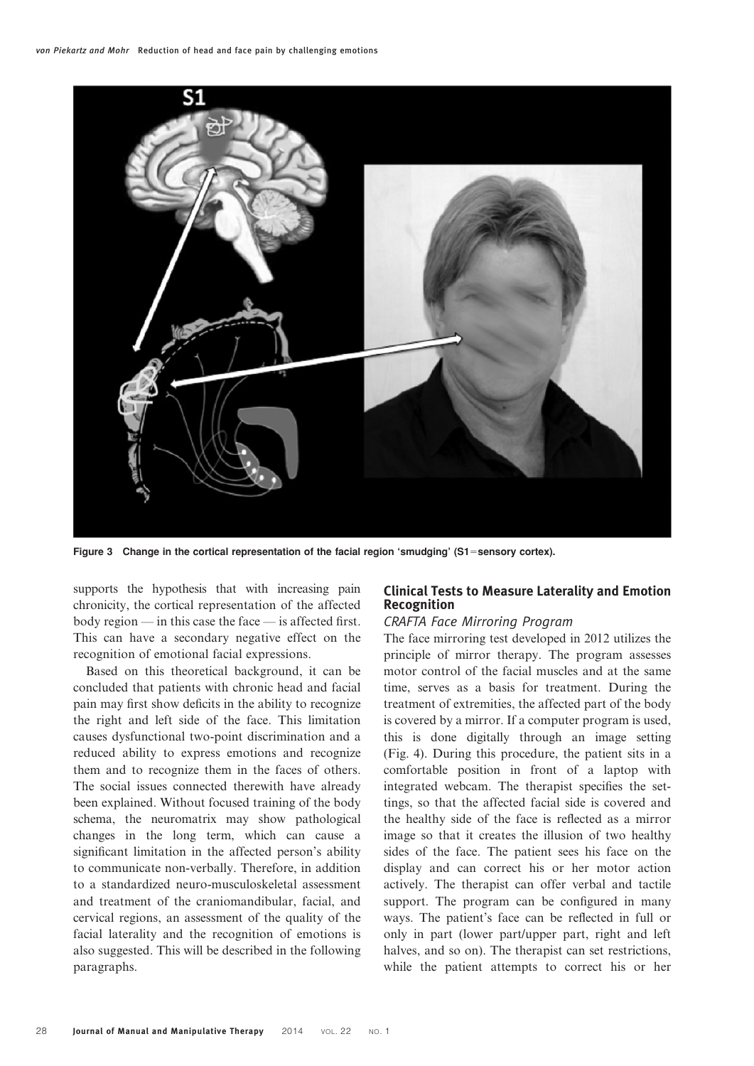Figure 3 Change in the cortical representation of the facial region 'smudging' (S1=sensory cortex).

supports the hypothesis that with increasing pain chronicity, the cortical representation of the affected body region — in this case the face — is affected first. This can have a secondary negative effect on the recognition of emotional facial expressions.

Based on this theoretical background, it can be concluded that patients with chronic head and facial pain may first show deficits in the ability to recognize the right and left side of the face. This limitation causes dysfunctional two-point discrimination and a reduced ability to express emotions and recognize them and to recognize them in the faces of others. The social issues connected therewith have already been explained. Without focused training of the body schema, the neuromatrix may show pathological changes in the long term, which can cause a significant limitation in the affected person's ability to communicate non-verbally. Therefore, in addition to a standardized neuro-musculoskeletal assessment and treatment of the craniomandibular, facial, and cervical regions, an assessment of the quality of the facial laterality and the recognition of emotions is also suggested. This will be described in the following paragraphs.

## Clinical Tests to Measure Laterality and Emotion Recognition

### *CRAFTA Face Mirroring Program*

The face mirroring test developed in 2012 utilizes the principle of mirror therapy. The program assesses motor control of the facial muscles and at the same time, serves as a basis for treatment. During the treatment of extremities, the affected part of the body is covered by a mirror. If a computer program is used, this is done digitally through an image setting (Fig. 4). During this procedure, the patient sits in a comfortable position in front of a laptop with integrated webcam. The therapist specifies the settings, so that the affected facial side is covered and the healthy side of the face is reflected as a mirror image so that it creates the illusion of two healthy sides of the face. The patient sees his face on the display and can correct his or her motor action actively. The therapist can offer verbal and tactile support. The program can be configured in many ways. The patient's face can be reflected in full or only in part (lower part/upper part, right and left halves, and so on). The therapist can set restrictions, while the patient attempts to correct his or her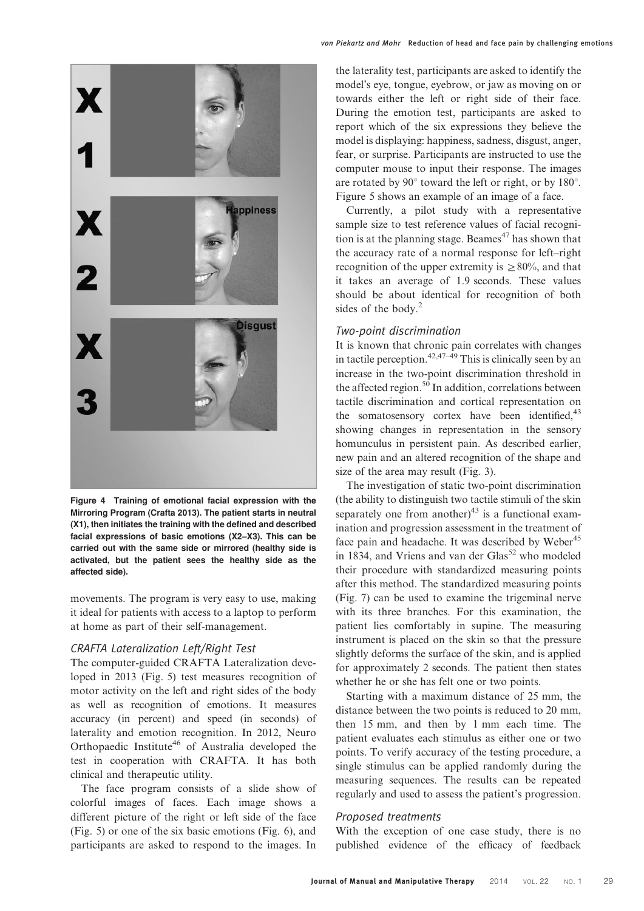Figure 4 Training of emotional facial expression with the Mirroring Program (Crafta 2013). The patient starts in neutral (X1), then initiates the training with the defined and described facial expressions of basic emotions (X2–X3). This can be carried out with the same side or mirrored (healthy side is activated, but the patient sees the healthy side as the affected side).

movements. The program is very easy to use, making it ideal for patients with access to a laptop to perform at home as part of their self-management.

### CRAFTA Lateralization Left/Right Test

The computer-guided CRAFTA Lateralization developed in 2013 (Fig. 5) test measures recognition of motor activity on the left and right sides of the body as well as recognition of emotions. It measures accuracy (in percent) and speed (in seconds) of laterality and emotion recognition. In 2012, Neuro Orthopaedic Institute[46] of Australia developed the test in cooperation with CRAFTA. It has both clinical and therapeutic utility.

The face program consists of a slide show of colorful images of faces. Each image shows a different picture of the right or left side of the face (Fig. 5) or one of the six basic emotions (Fig. 6), and participants are asked to respond to the images. In the laterality test, participants are asked to identify the model's eye, tongue, eyebrow, or jaw as moving on or towards either the left or right side of their face. During the emotion test, participants are asked to report which of the six expressions they believe the model is displaying: happiness, sadness, disgust, anger, fear, or surprise. Participants are instructed to use the computer mouse to input their response. The images are rotated by 90° toward the left or right, or by 180°. Figure 5 shows an example of an image of a face.

Currently, a pilot study with a representative sample size to test reference values of facial recognition is at the planning stage. Beames[47] has shown that the accuracy rate of a normal response for left–right recognition of the upper extremity is ≥80%, and that it takes an average of 1.9 seconds. These values should be about identical for recognition of both sides of the body.[2]

### Two-point discrimination

It is known that chronic pain correlates with changes in tactile perception.[42,47–49] This is clinically seen by an increase in the two-point discrimination threshold in the affected region.[50] In addition, correlations between tactile discrimination and cortical representation on the somatosensory cortex have been identified,[43] showing changes in representation in the sensory homunculus in persistent pain. As described earlier, new pain and an altered recognition of the shape and size of the area may result (Fig. 3).

The investigation of static two-point discrimination (the ability to distinguish two tactile stimuli of the skin separately one from another)[43] is a functional examination and progression assessment in the treatment of face pain and headache. It was described by Weber[45] in 1834, and Vriens and van der Glas[52] who modeled their procedure with standardized measuring points after this method. The standardized measuring points (Fig. 7) can be used to examine the trigeminal nerve with its three branches. For this examination, the patient lies comfortably in supine. The measuring instrument is placed on the skin so that the pressure slightly deforms the surface of the skin, and is applied for approximately 2 seconds. The patient then states whether he or she has felt one or two points.

Starting with a maximum distance of 25 mm, the distance between the two points is reduced to 20 mm, then 15 mm, and then by 1 mm each time. The patient evaluates each stimulus as either one or two points. To verify accuracy of the testing procedure, a single stimulus can be applied randomly during the measuring sequences. The results can be repeated regularly and used to assess the patient's progression.

### Proposed treatments

With the exception of one case study, there is no published evidence of the efficacy of feedback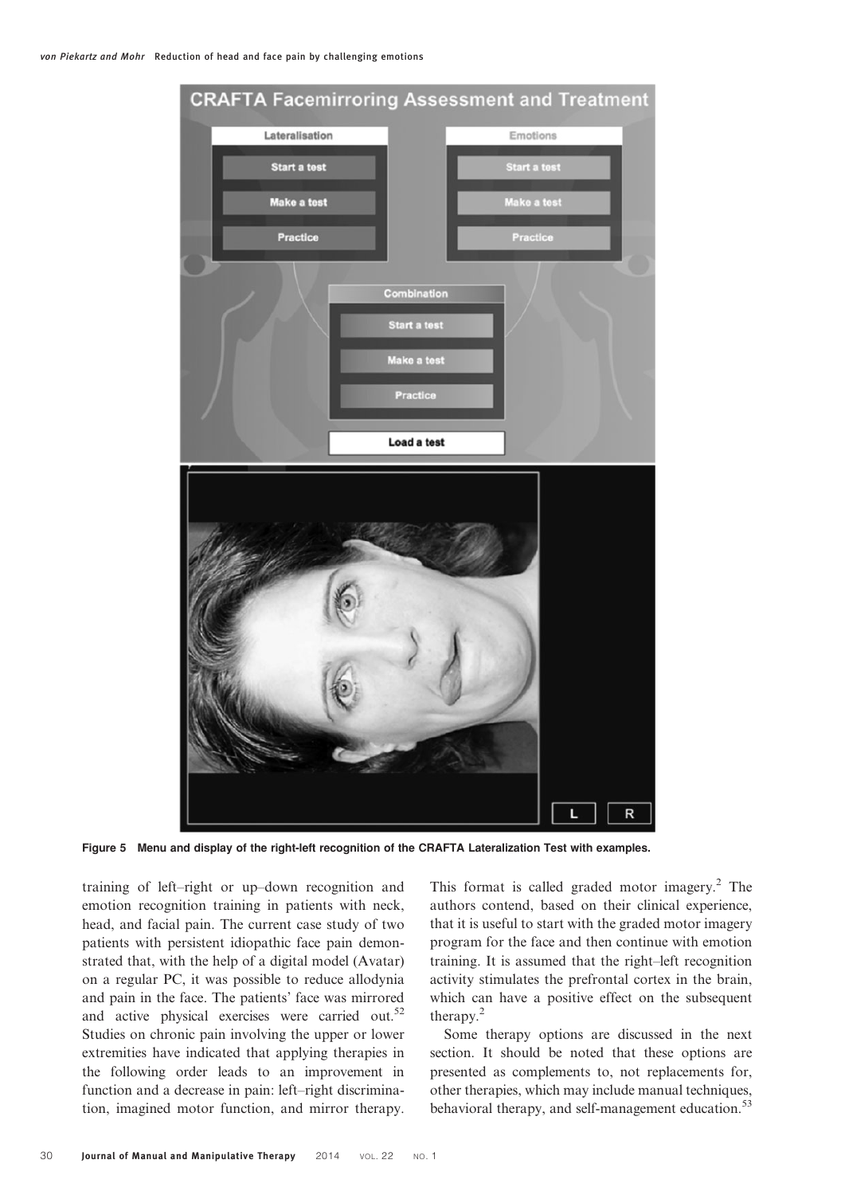**Figure 5 Menu and display of the right-left recognition of the CRAFTA Lateralization Test with examples.**

training of left–right or up–down recognition and emotion recognition training in patients with neck, head, and facial pain. The current case study of two patients with persistent idiopathic face pain demonstrated that, with the help of a digital model (Avatar) on a regular PC, it was possible to reduce allodynia and pain in the face. The patients' face was mirrored and active physical exercises were carried out.[52] Studies on chronic pain involving the upper or lower extremities have indicated that applying therapies in the following order leads to an improvement in function and a decrease in pain: left–right discrimination, imagined motor function, and mirror therapy. This format is called graded motor imagery.[2] The authors contend, based on their clinical experience, that it is useful to start with the graded motor imagery program for the face and then continue with emotion training. It is assumed that the right–left recognition activity stimulates the prefrontal cortex in the brain, which can have a positive effect on the subsequent therapy.[2]

Some therapy options are discussed in the next section. It should be noted that these options are presented as complements to, not replacements for, other therapies, which may include manual techniques, behavioral therapy, and self-management education.[53]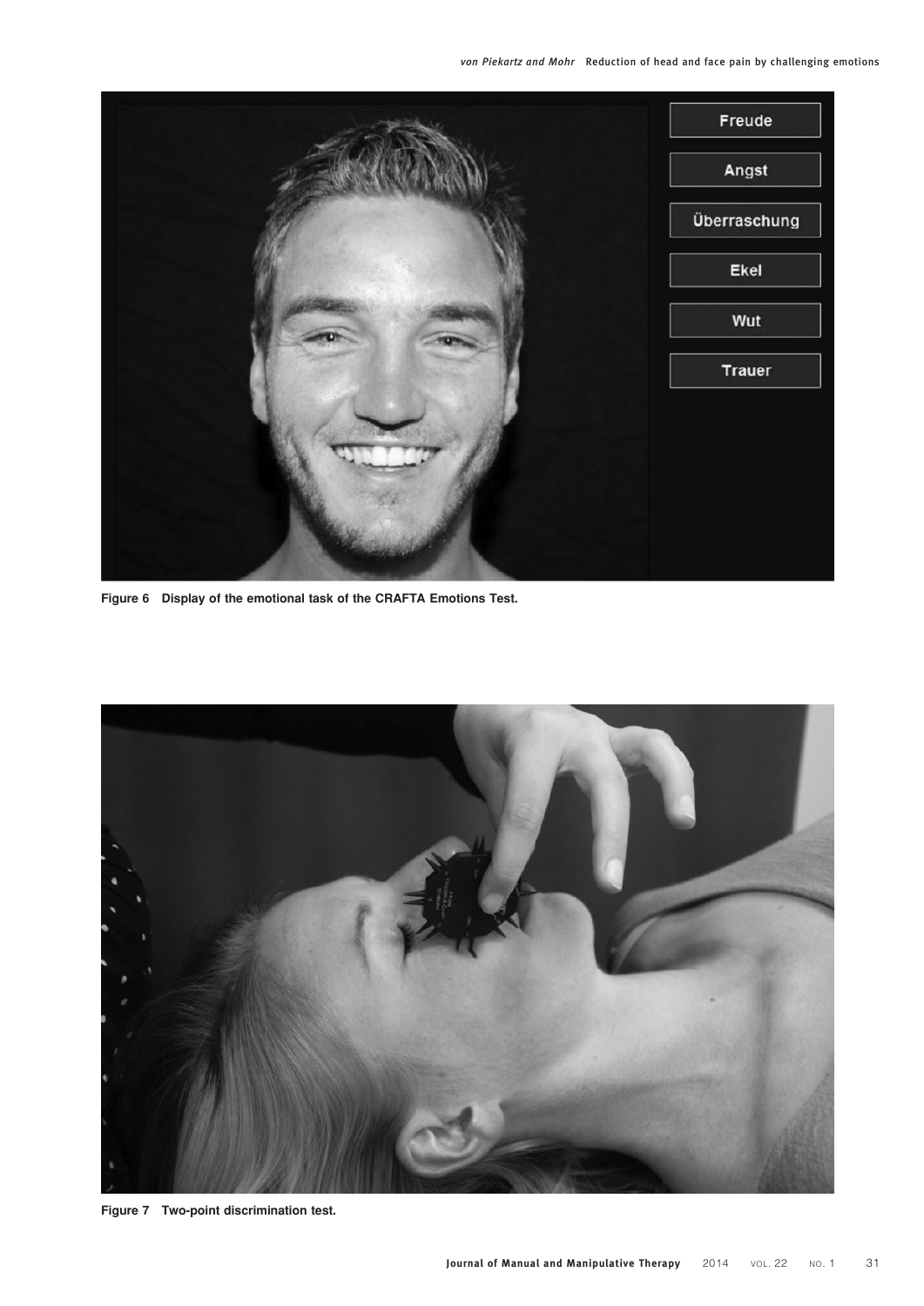Figure 6 Display of the emotional task of the CRAFTA Emotions Test.

Figure 7 Two-point discrimination test.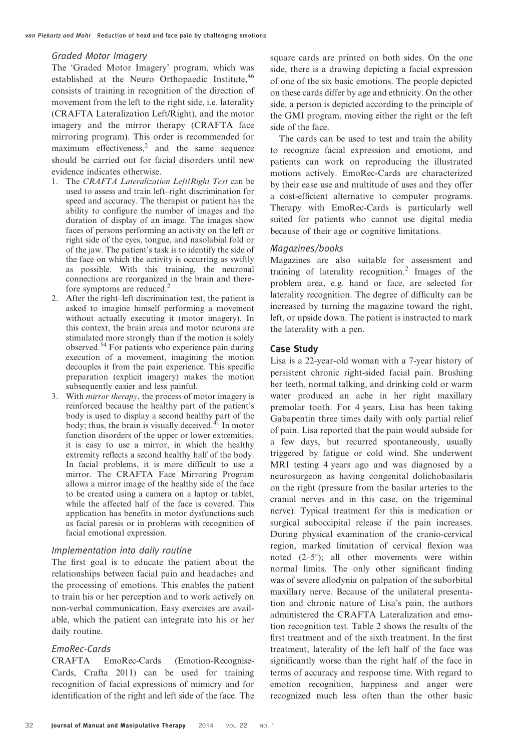### Graded Motor Imagery

The 'Graded Motor Imagery' program, which was established at the Neuro Orthopaedic Institute,[46] consists of training in recognition of the direction of movement from the left to the right side, i.e. laterality (CRAFTA Lateralization Left/Right), and the motor imagery and the mirror therapy (CRAFTA face mirroring program). This order is recommended for maximum effectiveness,[2] and the same sequence should be carried out for facial disorders until new evidence indicates otherwise.

1. The *CRAFTA Lateralization Left/Right Test* can be used to assess and train left–right discrimination for speed and accuracy. The therapist or patient has the ability to configure the number of images and the duration of display of an image. The images show faces of persons performing an activity on the left or right side of the eyes, tongue, and nasolabial fold or of the jaw. The patient's task is to identify the side of the face on which the activity is occurring as swiftly as possible. With this training, the neuronal connections are reorganized in the brain and therefore symptoms are reduced.[2]
2. After the right–left discrimination test, the patient is asked to imagine himself performing a movement without actually executing it (motor imagery). In this context, the brain areas and motor neurons are stimulated more strongly than if the motion is solely observed.[54] For patients who experience pain during execution of a movement, imagining the motion decouples it from the pain experience. This specific preparation (explicit imagery) makes the motion subsequently easier and less painful.
3. With *mirror therapy*, the process of motor imagery is reinforced because the healthy part of the patient's body is used to display a second healthy part of the body; thus, the brain is visually deceived.[41] In motor function disorders of the upper or lower extremities, it is easy to use a mirror, in which the healthy extremity reflects a second healthy half of the body. In facial problems, it is more difficult to use a mirror. The CRAFTA Face Mirroring Program allows a mirror image of the healthy side of the face to be created using a camera on a laptop or tablet, while the affected half of the face is covered. This application has benefits in motor dysfunctions such as facial paresis or in problems with recognition of facial emotional expression.

### Implementation into daily routine

The first goal is to educate the patient about the relationships between facial pain and headaches and the processing of emotions. This enables the patient to train his or her perception and to work actively on non-verbal communication. Easy exercises are available, which the patient can integrate into his or her daily routine.

### EmoRec-Cards

CRAFTA EmoRec-Cards (Emotion-Recognise-Cards, Crafta 2011) can be used for training recognition of facial expressions of mimicry and for identification of the right and left side of the face. The square cards are printed on both sides. On the one side, there is a drawing depicting a facial expression of one of the six basic emotions. The people depicted on these cards differ by age and ethnicity. On the other side, a person is depicted according to the principle of the GMI program, moving either the right or the left side of the face.

The cards can be used to test and train the ability to recognize facial expression and emotions, and patients can work on reproducing the illustrated motions actively. EmoRec-Cards are characterized by their ease use and multitude of uses and they offer a cost-efficient alternative to computer programs. Therapy with EmoRec-Cards is particularly well suited for patients who cannot use digital media because of their age or cognitive limitations.

### Magazines/books

Magazines are also suitable for assessment and training of laterality recognition.[2] Images of the problem area, e.g. hand or face, are selected for laterality recognition. The degree of difficulty can be increased by turning the magazine toward the right, left, or upside down. The patient is instructed to mark the laterality with a pen.

## Case Study

Lisa is a 22-year-old woman with a 7-year history of persistent chronic right-sided facial pain. Brushing her teeth, normal talking, and drinking cold or warm water produced an ache in her right maxillary premolar tooth. For 4 years, Lisa has been taking Gabapentin three times daily with only partial relief of pain. Lisa reported that the pain would subside for a few days, but recurred spontaneously, usually triggered by fatigue or cold wind. She underwent MRI testing 4 years ago and was diagnosed by a neurosurgeon as having congenital dolichobasilaris on the right (pressure from the basilar arteries to the cranial nerves and in this case, on the trigeminal nerve). Typical treatment for this is medication or surgical suboccipital release if the pain increases. During physical examination of the cranio-cervical region, marked limitation of cervical flexion was noted (2–5°); all other movements were within normal limits. The only other significant finding was of severe allodynia on palpation of the suborbital maxillary nerve. Because of the unilateral presentation and chronic nature of Lisa's pain, the authors administered the CRAFTA Lateralization and emotion recognition test. Table 2 shows the results of the first treatment and of the sixth treatment. In the first treatment, laterality of the left half of the face was significantly worse than the right half of the face in terms of accuracy and response time. With regard to emotion recognition, happiness and anger were recognized much less often than the other basic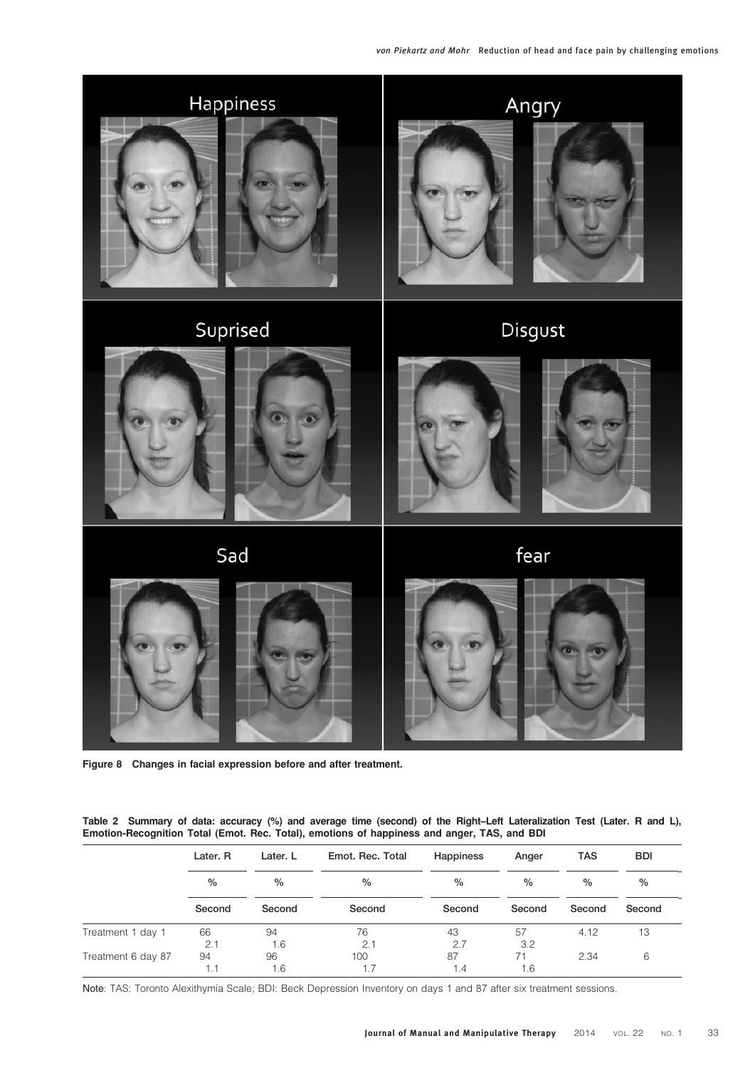**Figure 8 Changes in facial expression before and after treatment.**

**Table 2 Summary of data: accuracy (%) and average time (second) of the Right–Left Lateralization Test (Later. R and L), Emotion-Recognition Total (Emot. Rec. Total), emotions of happiness and anger, TAS, and BDI**

| | Later. R | Later. L | Emot. Rec. Total | Happiness | Anger | TAS | BDI |
|---|---|---|---|---|---|---|---|
| | % | % | % | % | % | % | % |
| | Second | Second | Second | Second | Second | Second | Second |
| Treatment 1 day 1 | 66 | 94 | 76 | 43 | 57 | 4.12 | 13 |
| | 2.1 | 1.6 | 2.1 | 2.7 | 3.2 | | |
| Treatment 6 day 87 | 94 | 96 | 100 | 87 | 71 | 2.34 | 6 |
| | 1.1 | 1.6 | 1.7 | 1.4 | 1.6 | | |

Note: TAS: Toronto Alexithymia Scale; BDI: Beck Depression Inventory on days 1 and 87 after six treatment sessions.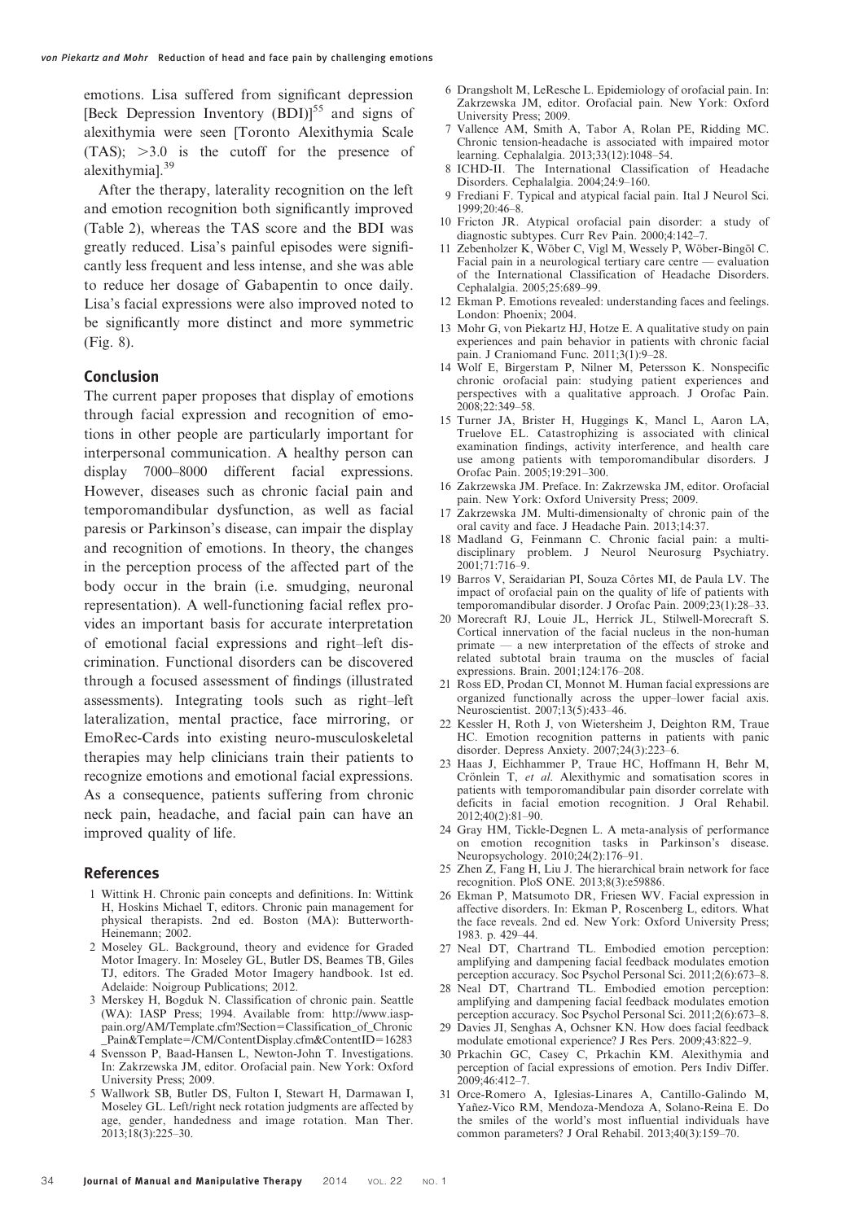emotions. Lisa suffered from significant depression [Beck Depression Inventory (BDI)][55] and signs of alexithymia were seen [Toronto Alexithymia Scale (TAS); >3.0 is the cutoff for the presence of alexithymia].[39]

After the therapy, laterality recognition on the left and emotion recognition both significantly improved (Table 2), whereas the TAS score and the BDI was greatly reduced. Lisa's painful episodes were significantly less frequent and less intense, and she was able to reduce her dosage of Gabapentin to once daily. Lisa's facial expressions were also improved noted to be significantly more distinct and more symmetric (Fig. 8).

## Conclusion

The current paper proposes that display of emotions through facial expression and recognition of emotions in other people are particularly important for interpersonal communication. A healthy person can display 7000–8000 different facial expressions. However, diseases such as chronic facial pain and temporomandibular dysfunction, as well as facial paresis or Parkinson's disease, can impair the display and recognition of emotions. In theory, the changes in the perception process of the affected part of the body occur in the brain (i.e. smudging, neuronal representation). A well-functioning facial reflex provides an important basis for accurate interpretation of emotional facial expressions and right–left discrimination. Functional disorders can be discovered through a focused assessment of findings (illustrated assessments). Integrating tools such as right–left lateralization, mental practice, face mirroring, or EmoRec-Cards into existing neuro-musculoskeletal therapies may help clinicians train their patients to recognize emotions and emotional facial expressions. As a consequence, patients suffering from chronic neck pain, headache, and facial pain can have an improved quality of life.

## References

1 Wittink H. Chronic pain concepts and definitions. In: Wittink H, Hoskins Michael T, editors. Chronic pain management for physical therapists. 2nd ed. Boston (MA): Butterworth-Heinemann; 2002.

2 Moseley GL. Background, theory and evidence for Graded Motor Imagery. In: Moseley GL, Butler DS, Beames TB, Giles TJ, editors. The Graded Motor Imagery handbook. 1st ed. Adelaide: Noigroup Publications; 2012.

3 Merskey H, Bogduk N. Classification of chronic pain. Seattle (WA): IASP Press; 1994. Available from: http://www.iasp-pain.org/AM/Template.cfm?Section=Classification_of_Chronic_Pain&Template=/CM/ContentDisplay.cfm&ContentID=16283

4 Svensson P, Baad-Hansen L, Newton-John T. Investigations. In: Zakrzewska JM, editor. Orofacial pain. New York: Oxford University Press; 2009.

5 Wallwork SB, Butler DS, Fulton I, Stewart H, Darmawan I, Moseley GL. Left/right neck rotation judgments are affected by age, gender, handedness and image rotation. Man Ther. 2013;18(3):225–30.

6 Drangsholt M, LeResche L. Epidemiology of orofacial pain. In: Zakrzewska JM, editor. Orofacial pain. New York: Oxford University Press; 2009.

7 Vallence AM, Smith A, Tabor A, Rolan PE, Ridding MC. Chronic tension-headache is associated with impaired motor learning. Cephalalgia. 2013;33(12):1048–54.

8 ICHD-II. The International Classification of Headache Disorders. Cephalalgia. 2004;24:9–160.

9 Frediani F. Typical and atypical facial pain. Ital J Neurol Sci. 1999;20:46–8.

10 Fricton JR. Atypical orofacial pain disorder: a study of diagnostic subtypes. Curr Rev Pain. 2000;4:142–7.

11 Zebenholzer K, Wöber C, Vigl M, Wessely P, Wöber-Bingöl C. Facial pain in a neurological tertiary care centre — evaluation of the International Classification of Headache Disorders. Cephalalgia. 2005;25:689–99.

12 Ekman P. Emotions revealed: understanding faces and feelings. London: Phoenix; 2004.

13 Mohr G, von Piekartz HJ, Hotze E. A qualitative study on pain experiences and pain behavior in patients with chronic facial pain. J Craniomand Func. 2011;3(1):9–28.

14 Wolf E, Birgerstam P, Nilner M, Petersson K. Nonspecific chronic orofacial pain: studying patient experiences and perspectives with a qualitative approach. J Orofac Pain. 2008;22:349–58.

15 Turner JA, Brister H, Huggings K, Mancl L, Aaron LA, Truelove EL. Catastrophizing is associated with clinical examination findings, activity interference, and health care use among patients with temporomandibular disorders. J Orofac Pain. 2005;19:291–300.

16 Zakrzewska JM. Preface. In: Zakrzewska JM, editor. Orofacial pain. New York: Oxford University Press; 2009.

17 Zakrzewska JM. Multi-dimensionalty of chronic pain of the oral cavity and face. J Headache Pain. 2013;14:37.

18 Madland G, Feinmann C. Chronic facial pain: a multidisciplinary problem. J Neurol Neurosurg Psychiatry. 2001;71:716–9.

19 Barros V, Seraidarian PI, Souza Côrtes MI, de Paula LV. The impact of orofacial pain on the quality of life of patients with temporomandibular disorder. J Orofac Pain. 2009;23(1):28–33.

20 Morecraft RJ, Louie JL, Herrick JL, Stilwell-Morecraft S. Cortical innervation of the facial nucleus in the non-human primate — a new interpretation of the effects of stroke and related subtotal brain trauma on the muscles of facial expressions. Brain. 2001;124:176–208.

21 Ross ED, Prodan CI, Monnot M. Human facial expressions are organized functionally across the upper–lower facial axis. Neuroscientist. 2007;13(5):433–46.

22 Kessler H, Roth J, von Wietersheim J, Deighton RM, Traue HC. Emotion recognition patterns in patients with panic disorder. Depress Anxiety. 2007;24(3):223–6.

23 Haas J, Eichhammer P, Traue HC, Hoffmann H, Behr M, Crönlein T, *et al*. Alexithymic and somatisation scores in patients with temporomandibular pain disorder correlate with deficits in facial emotion recognition. J Oral Rehabil. 2012;40(2):81–90.

24 Gray HM, Tickle-Degnen L. A meta-analysis of performance on emotion recognition tasks in Parkinson's disease. Neuropsychology. 2010;24(2):176–91.

25 Zhen Z, Fang H, Liu J. The hierarchical brain network for face recognition. PloS ONE. 2013;8(3):e59886.

26 Ekman P, Matsumoto DR, Friesen WV. Facial expression in affective disorders. In: Ekman P, Roscenberg L, editors. What the face reveals. 2nd ed. New York: Oxford University Press; 1983. p. 429–44.

27 Neal DT, Chartrand TL. Embodied emotion perception: amplifying and dampening facial feedback modulates emotion perception accuracy. Soc Psychol Personal Sci. 2011;2(6):673–8.

28 Neal DT, Chartrand TL. Embodied emotion perception: amplifying and dampening facial feedback modulates emotion perception accuracy. Soc Psychol Personal Sci. 2011;2(6):673–8.

29 Davies JI, Senghas A, Ochsner KN. How does facial feedback modulate emotional experience? J Res Pers. 2009;43:822–9.

30 Prkachin GC, Casey C, Prkachin KM. Alexithymia and perception of facial expressions of emotion. Pers Indiv Differ. 2009;46:412–7.

31 Orce-Romero A, Iglesias-Linares A, Cantillo-Galindo M, Yañez-Vico RM, Mendoza-Mendoza A, Solano-Reina E. Do the smiles of the world's most influential individuals have common parameters? J Oral Rehabil. 2013;40(3):159–70.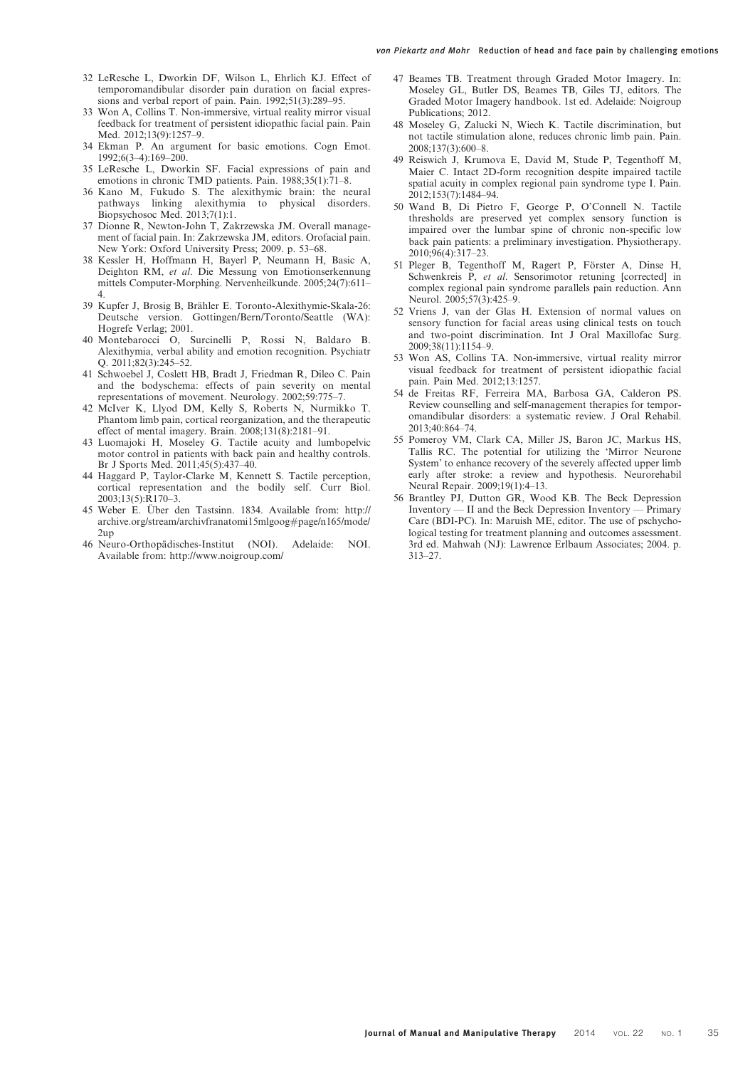32 LeResche L, Dworkin DF, Wilson L, Ehrlich KJ. Effect of temporomandibular disorder pain duration on facial expressions and verbal report of pain. Pain. 1992;51(3):289–95.

33 Won A, Collins T. Non-immersive, virtual reality mirror visual feedback for treatment of persistent idiopathic facial pain. Pain Med. 2012;13(9):1257–9.

34 Ekman P. An argument for basic emotions. Cogn Emot. 1992;6(3–4):169–200.

35 LeResche L, Dworkin SF. Facial expressions of pain and emotions in chronic TMD patients. Pain. 1988;35(1):71–8.

36 Kano M, Fukudo S. The alexithymic brain: the neural pathways linking alexithymia to physical disorders. Biopsychosoc Med. 2013;7(1):1.

37 Dionne R, Newton-John T, Zakrzewska JM. Overall management of facial pain. In: Zakrzewska JM, editors. Orofacial pain. New York: Oxford University Press; 2009. p. 53–68.

38 Kessler H, Hoffmann H, Bayerl P, Neumann H, Basic A, Deighton RM, *et al*. Die Messung von Emotionserkennung mittels Computer-Morphing. Nervenheilkunde. 2005;24(7):611–4.

39 Kupfer J, Brosig B, Brähler E. Toronto-Alexithymie-Skala-26: Deutsche version. Gottingen/Bern/Toronto/Seattle (WA): Hogrefe Verlag; 2001.

40 Montebarocci O, Surcinelli P, Rossi N, Baldaro B. Alexithymia, verbal ability and emotion recognition. Psychiatr Q. 2011;82(3):245–52.

41 Schwoebel J, Coslett HB, Bradt J, Friedman R, Dileo C. Pain and the bodyschema: effects of pain severity on mental representations of movement. Neurology. 2002;59:775–7.

42 McIver K, Llyod DM, Kelly S, Roberts N, Nurmikko T. Phantom limb pain, cortical reorganization, and the therapeutic effect of mental imagery. Brain. 2008;131(8):2181–91.

43 Luomajoki H, Moseley G. Tactile acuity and lumbopelvic motor control in patients with back pain and healthy controls. Br J Sports Med. 2011;45(5):437–40.

44 Haggard P, Taylor-Clarke M, Kennett S. Tactile perception, cortical representation and the bodily self. Curr Biol. 2003;13(5):R170–3.

45 Weber E. Über den Tastsinn. 1834. Available from: http://archive.org/stream/archivfranatomi15mlgoog#page/n165/mode/2up

46 Neuro-Orthopädisches-Institut (NOI). Adelaide: NOI. Available from: http://www.noigroup.com/

47 Beames TB. Treatment through Graded Motor Imagery. In: Moseley GL, Butler DS, Beames TB, Giles TJ, editors. The Graded Motor Imagery handbook. 1st ed. Adelaide: Noigroup Publications; 2012.

48 Moseley G, Zalucki N, Wiech K. Tactile discrimination, but not tactile stimulation alone, reduces chronic limb pain. Pain. 2008;137(3):600–8.

49 Reiswich J, Krumova E, David M, Stude P, Tegenthoff M, Maier C. Intact 2D-form recognition despite impaired tactile spatial acuity in complex regional pain syndrome type I. Pain. 2012;153(7):1484–94.

50 Wand B, Di Pietro F, George P, O'Connell N. Tactile thresholds are preserved yet complex sensory function is impaired over the lumbar spine of chronic non-specific low back pain patients: a preliminary investigation. Physiotherapy. 2010;96(4):317–23.

51 Pleger B, Tegenthoff M, Ragert P, Förster A, Dinse H, Schwenkreis P, *et al*. Sensorimotor retuning [corrected] in complex regional pain syndrome parallels pain reduction. Ann Neurol. 2005;57(3):425–9.

52 Vriens J, van der Glas H. Extension of normal values on sensory function for facial areas using clinical tests on touch and two-point discrimination. Int J Oral Maxillofac Surg. 2009;38(11):1154–9.

53 Won AS, Collins TA. Non-immersive, virtual reality mirror visual feedback for treatment of persistent idiopathic facial pain. Pain Med. 2012;13:1257.

54 de Freitas RF, Ferreira MA, Barbosa GA, Calderon PS. Review counselling and self-management therapies for temporomandibular disorders: a systematic review. J Oral Rehabil. 2013;40:864–74.

55 Pomeroy VM, Clark CA, Miller JS, Baron JC, Markus HS, Tallis RC. The potential for utilizing the 'Mirror Neurone System' to enhance recovery of the severely affected upper limb early after stroke: a review and hypothesis. Neurorehabil Neural Repair. 2009;19(1):4–13.

56 Brantley PJ, Dutton GR, Wood KB. The Beck Depression Inventory — II and the Beck Depression Inventory — Primary Care (BDI-PC). In: Maruish ME, editor. The use of pschychological testing for treatment planning and outcomes assessment. 3rd ed. Mahwah (NJ): Lawrence Erlbaum Associates; 2004. p. 313–27.